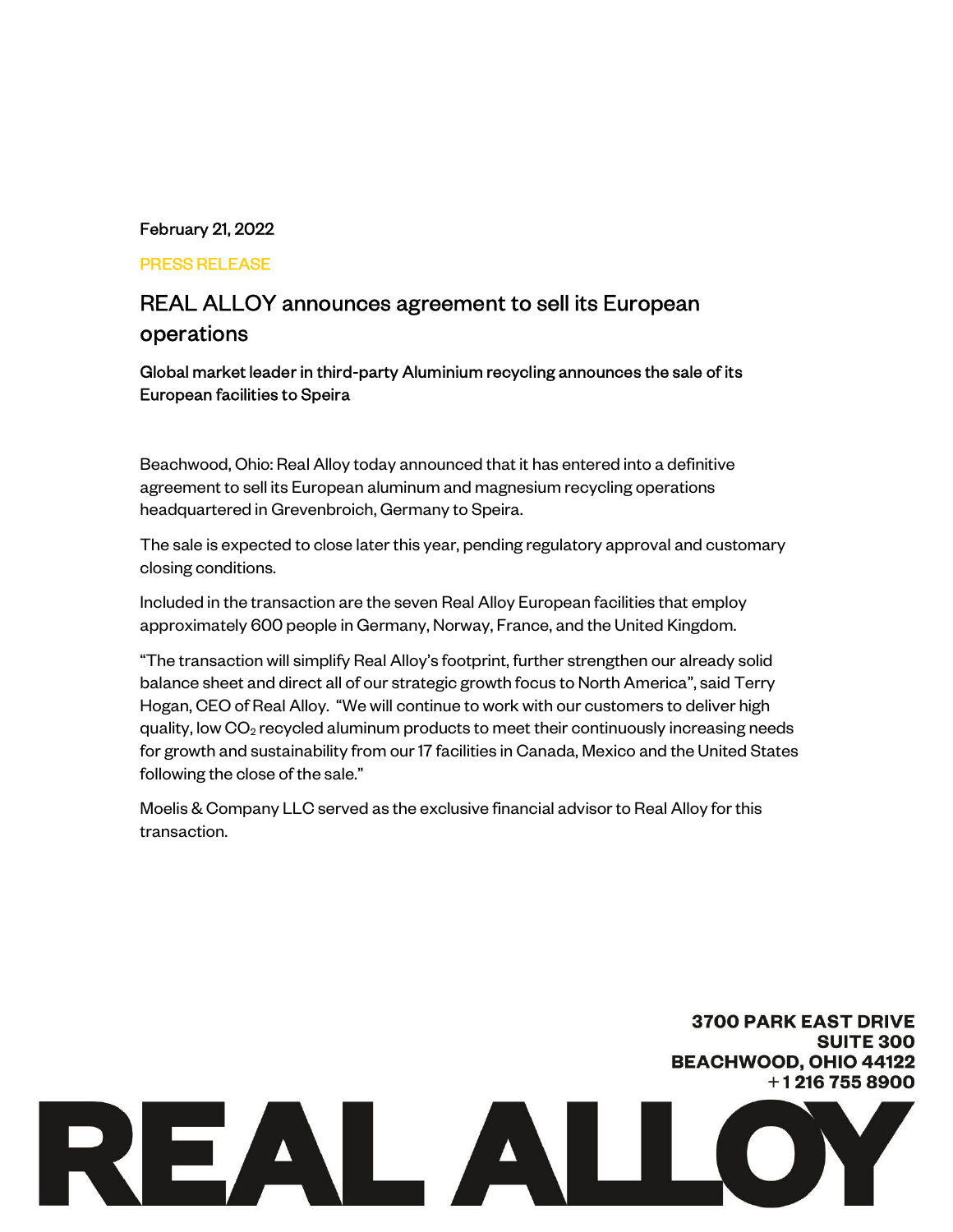February 21, 2022

PRESS RELEASE

# REAL ALLOY announces agreement to sell its European operations

**Global market leader in third-party Aluminium recycling announces the sale of its European facilities to Speira**

Beachwood, Ohio: Real Alloy today announced that it has entered into a definitive agreement to sell its European aluminum and magnesium recycling operations headquartered in Grevenbroich, Germany to Speira.

The sale is expected to close later this year, pending regulatory approval and customary closing conditions.

Included in the transaction are the seven Real Alloy European facilities that employ approximately 600 people in Germany, Norway, France, and the United Kingdom.

"The transaction will simplify Real Alloy's footprint, further strengthen our already solid balance sheet and direct all of our strategic growth focus to North America", said Terry Hogan, CEO of Real Alloy. "We will continue to work with our customers to deliver high quality, low $CO_2$ recycled aluminum products to meet their continuously increasing needs for growth and sustainability from our 17 facilities in Canada, Mexico and the United States following the close of the sale."

Moelis & Company LLC served as the exclusive financial advisor to Real Alloy for this transaction.

**3700 PARK EAST DRIVE**
**SUITE 300**
**BEACHWOOD, OHIO 44122**
**+1 216 755 8900**

**REAL ALLOY**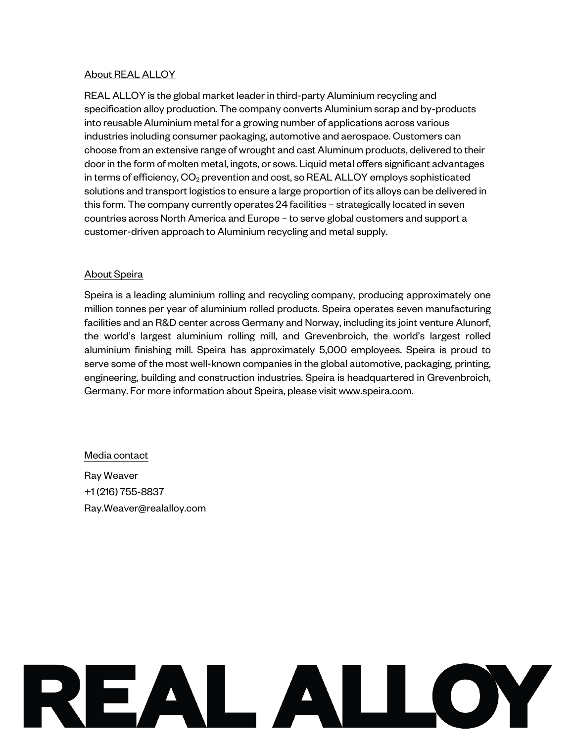## About REAL ALLOY

REAL ALLOY is the global market leader in third-party Aluminium recycling and specification alloy production. The company converts Aluminium scrap and by-products into reusable Aluminium metal for a growing number of applications across various industries including consumer packaging, automotive and aerospace. Customers can choose from an extensive range of wrought and cast Aluminum products, delivered to their door in the form of molten metal, ingots, or sows. Liquid metal offers significant advantages in terms of efficiency, $CO_2$ prevention and cost, so REAL ALLOY employs sophisticated solutions and transport logistics to ensure a large proportion of its alloys can be delivered in this form. The company currently operates 24 facilities – strategically located in seven countries across North America and Europe – to serve global customers and support a customer-driven approach to Aluminium recycling and metal supply.

## About Speira

Speira is a leading aluminium rolling and recycling company, producing approximately one million tonnes per year of aluminium rolled products. Speira operates seven manufacturing facilities and an R&D center across Germany and Norway, including its joint venture Alunorf, the world's largest aluminium rolling mill, and Grevenbroich, the world's largest rolled aluminium finishing mill. Speira has approximately 5,000 employees. Speira is proud to serve some of the most well-known companies in the global automotive, packaging, printing, engineering, building and construction industries. Speira is headquartered in Grevenbroich, Germany. For more information about Speira, please visit www.speira.com.

## Media contact

Ray Weaver
+1 (216) 755-8837
Ray.Weaver@realalloy.com

REAL ALLOY